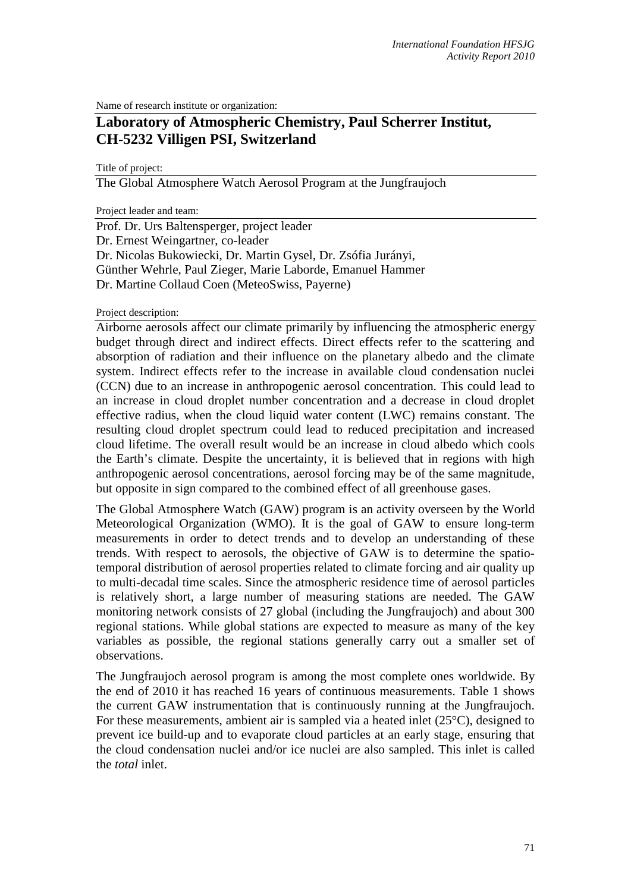Name of research institute or organization:

# Laboratory of Atmospheric Chemistry, Paul Scherrer Institut, CH-5232 Villigen PSI, Switzerland

Title of project:

The Global Atmosphere Watch Aerosol Program at the Jungfraujoch

Project leader and team:

Prof. Dr. Urs Baltensperger, project leader
Dr. Ernest Weingartner, co-leader
Dr. Nicolas Bukowiecki, Dr. Martin Gysel, Dr. Zsófia Jurányi,
Günther Wehrle, Paul Zieger, Marie Laborde, Emanuel Hammer
Dr. Martine Collaud Coen (MeteoSwiss, Payerne)

Project description:

Airborne aerosols affect our climate primarily by influencing the atmospheric energy budget through direct and indirect effects. Direct effects refer to the scattering and absorption of radiation and their influence on the planetary albedo and the climate system. Indirect effects refer to the increase in available cloud condensation nuclei (CCN) due to an increase in anthropogenic aerosol concentration. This could lead to an increase in cloud droplet number concentration and a decrease in cloud droplet effective radius, when the cloud liquid water content (LWC) remains constant. The resulting cloud droplet spectrum could lead to reduced precipitation and increased cloud lifetime. The overall result would be an increase in cloud albedo which cools the Earth's climate. Despite the uncertainty, it is believed that in regions with high anthropogenic aerosol concentrations, aerosol forcing may be of the same magnitude, but opposite in sign compared to the combined effect of all greenhouse gases.

The Global Atmosphere Watch (GAW) program is an activity overseen by the World Meteorological Organization (WMO). It is the goal of GAW to ensure long-term measurements in order to detect trends and to develop an understanding of these trends. With respect to aerosols, the objective of GAW is to determine the spatio-temporal distribution of aerosol properties related to climate forcing and air quality up to multi-decadal time scales. Since the atmospheric residence time of aerosol particles is relatively short, a large number of measuring stations are needed. The GAW monitoring network consists of 27 global (including the Jungfraujoch) and about 300 regional stations. While global stations are expected to measure as many of the key variables as possible, the regional stations generally carry out a smaller set of observations.

The Jungfraujoch aerosol program is among the most complete ones worldwide. By the end of 2010 it has reached 16 years of continuous measurements. Table 1 shows the current GAW instrumentation that is continuously running at the Jungfraujoch. For these measurements, ambient air is sampled via a heated inlet (25°C), designed to prevent ice build-up and to evaporate cloud particles at an early stage, ensuring that the cloud condensation nuclei and/or ice nuclei are also sampled. This inlet is called the *total* inlet.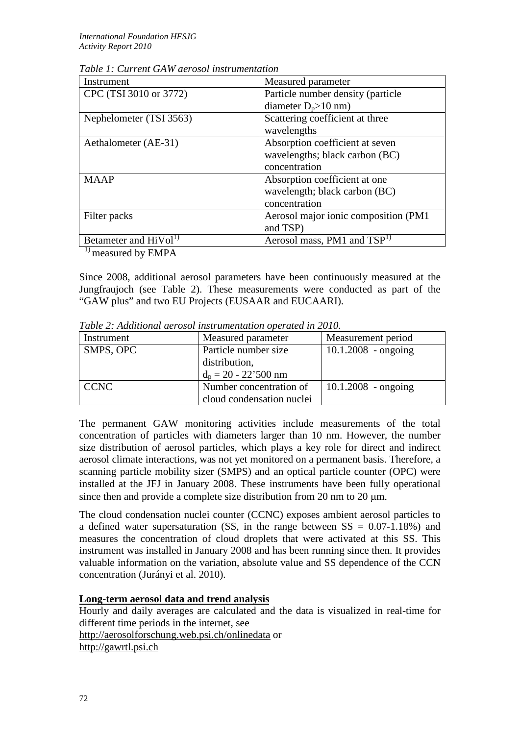*Table 1: Current GAW aerosol instrumentation*

| Instrument | Measured parameter |
|---|---|
| CPC (TSI 3010 or 3772) | Particle number density (particle diameter $D_p$>10 nm) |
| Nephelometer (TSI 3563) | Scattering coefficient at three wavelengths |
| Aethalometer (AE-31) | Absorption coefficient at seven wavelengths; black carbon (BC) concentration |
| MAAP | Absorption coefficient at one wavelength; black carbon (BC) concentration |
| Filter packs | Aerosol major ionic composition (PM1 and TSP) |
| Betameter and HiVol[1)] | Aerosol mass, PM1 and TSP[1)] |

[1)] measured by EMPA

Since 2008, additional aerosol parameters have been continuously measured at the Jungfraujoch (see Table 2). These measurements were conducted as part of the "GAW plus" and two EU Projects (EUSAAR and EUCAARI).

*Table 2: Additional aerosol instrumentation operated in 2010.*

| Instrument | Measured parameter | Measurement period |
|---|---|---|
| SMPS, OPC | Particle number size distribution, $d_p$ = 20 - 22'500 nm | 10.1.2008 - ongoing |
| CCNC | Number concentration of cloud condensation nuclei | 10.1.2008 - ongoing |

The permanent GAW monitoring activities include measurements of the total concentration of particles with diameters larger than 10 nm. However, the number size distribution of aerosol particles, which plays a key role for direct and indirect aerosol climate interactions, was not yet monitored on a permanent basis. Therefore, a scanning particle mobility sizer (SMPS) and an optical particle counter (OPC) were installed at the JFJ in January 2008. These instruments have been fully operational since then and provide a complete size distribution from 20 nm to 20 μm.

The cloud condensation nuclei counter (CCNC) exposes ambient aerosol particles to a defined water supersaturation (SS, in the range between SS = 0.07-1.18%) and measures the concentration of cloud droplets that were activated at this SS. This instrument was installed in January 2008 and has been running since then. It provides valuable information on the variation, absolute value and SS dependence of the CCN concentration (Jurányi et al. 2010).

**Long-term aerosol data and trend analysis**

Hourly and daily averages are calculated and the data is visualized in real-time for different time periods in the internet, see
http://aerosolforschung.web.psi.ch/onlinedata or
http://gawrtl.psi.ch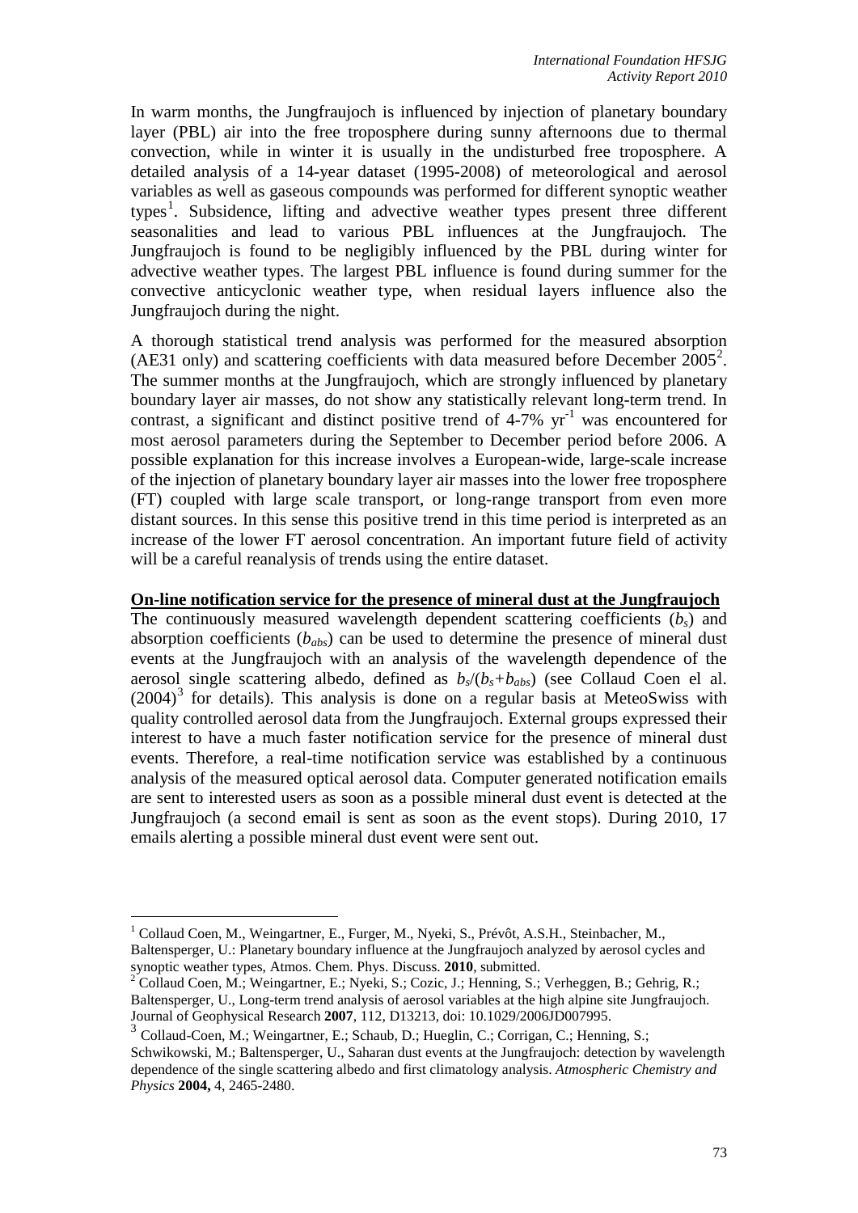In warm months, the Jungfraujoch is influenced by injection of planetary boundary layer (PBL) air into the free troposphere during sunny afternoons due to thermal convection, while in winter it is usually in the undisturbed free troposphere. A detailed analysis of a 14-year dataset (1995-2008) of meteorological and aerosol variables as well as gaseous compounds was performed for different synoptic weather types[1]. Subsidence, lifting and advective weather types present three different seasonalities and lead to various PBL influences at the Jungfraujoch. The Jungfraujoch is found to be negligibly influenced by the PBL during winter for advective weather types. The largest PBL influence is found during summer for the convective anticyclonic weather type, when residual layers influence also the Jungfraujoch during the night.

A thorough statistical trend analysis was performed for the measured absorption (AE31 only) and scattering coefficients with data measured before December 2005[2]. The summer months at the Jungfraujoch, which are strongly influenced by planetary boundary layer air masses, do not show any statistically relevant long-term trend. In contrast, a significant and distinct positive trend of 4-7% $yr^{-1}$ was encountered for most aerosol parameters during the September to December period before 2006. A possible explanation for this increase involves a European-wide, large-scale increase of the injection of planetary boundary layer air masses into the lower free troposphere (FT) coupled with large scale transport, or long-range transport from even more distant sources. In this sense this positive trend in this time period is interpreted as an increase of the lower FT aerosol concentration. An important future field of activity will be a careful reanalysis of trends using the entire dataset.

**On-line notification service for the presence of mineral dust at the Jungfraujoch**

The continuously measured wavelength dependent scattering coefficients ($b_s$) and absorption coefficients ($b_{abs}$) can be used to determine the presence of mineral dust events at the Jungfraujoch with an analysis of the wavelength dependence of the aerosol single scattering albedo, defined as $b_s/(b_s+b_{abs})$ (see Collaud Coen el al. (2004)[3] for details). This analysis is done on a regular basis at MeteoSwiss with quality controlled aerosol data from the Jungfraujoch. External groups expressed their interest to have a much faster notification service for the presence of mineral dust events. Therefore, a real-time notification service was established by a continuous analysis of the measured optical aerosol data. Computer generated notification emails are sent to interested users as soon as a possible mineral dust event is detected at the Jungfraujoch (a second email is sent as soon as the event stops). During 2010, 17 emails alerting a possible mineral dust event were sent out.

---

[1] Collaud Coen, M., Weingartner, E., Furger, M., Nyeki, S., Prévôt, A.S.H., Steinbacher, M., Baltensperger, U.: Planetary boundary influence at the Jungfraujoch analyzed by aerosol cycles and synoptic weather types, Atmos. Chem. Phys. Discuss. **2010**, submitted.

[2] Collaud Coen, M.; Weingartner, E.; Nyeki, S.; Cozic, J.; Henning, S.; Verheggen, B.; Gehrig, R.; Baltensperger, U., Long-term trend analysis of aerosol variables at the high alpine site Jungfraujoch. Journal of Geophysical Research **2007**, 112, D13213, doi: 10.1029/2006JD007995.

[3] Collaud-Coen, M.; Weingartner, E.; Schaub, D.; Hueglin, C.; Corrigan, C.; Henning, S.; Schwikowski, M.; Baltensperger, U., Saharan dust events at the Jungfraujoch: detection by wavelength dependence of the single scattering albedo and first climatology analysis. *Atmospheric Chemistry and Physics* **2004,** 4, 2465-2480.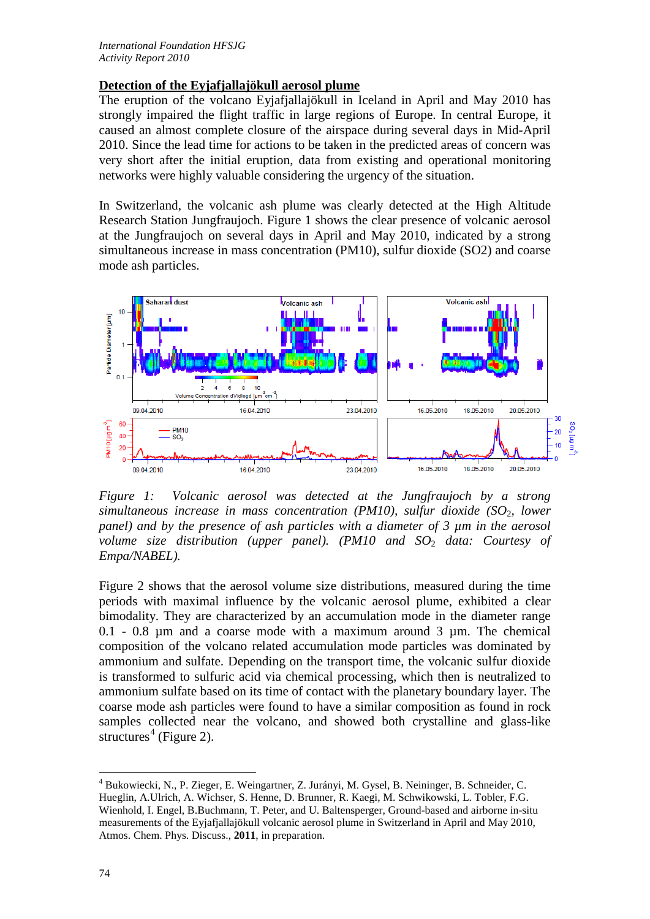## Detection of the Eyjafjallajökull aerosol plume

The eruption of the volcano Eyjafjallajökull in Iceland in April and May 2010 has strongly impaired the flight traffic in large regions of Europe. In central Europe, it caused an almost complete closure of the airspace during several days in Mid-April 2010. Since the lead time for actions to be taken in the predicted areas of concern was very short after the initial eruption, data from existing and operational monitoring networks were highly valuable considering the urgency of the situation.

In Switzerland, the volcanic ash plume was clearly detected at the High Altitude Research Station Jungfraujoch. Figure 1 shows the clear presence of volcanic aerosol at the Jungfraujoch on several days in April and May 2010, indicated by a strong simultaneous increase in mass concentration (PM10), sulfur dioxide (SO2) and coarse mode ash particles.

Saharan dust
Volcanic ash
Volcanic ash
Particle Diameter [µm]
10
1
0.1
2 4 6 8 10
Volume Concentration dV/dlogd [µm$^3$ cm$^{-3}$]
09.04.2010 16.04.2010 23.04.2010
16.05.2010 18.05.2010 20.05.2010
PM10 [µg m$^{-3}$]
60
40
20
0
PM10
$SO_2$
$SO_2$ [µg m$^{-3}$]
30
20
10
0
09.04.2010 16.04.2010 23.04.2010
16.05.2010 18.05.2010 20.05.2010

*Figure 1: Volcanic aerosol was detected at the Jungfraujoch by a strong simultaneous increase in mass concentration (PM10), sulfur dioxide ($SO_2$, lower panel) and by the presence of ash particles with a diameter of 3 µm in the aerosol volume size distribution (upper panel). (PM10 and $SO_2$ data: Courtesy of Empa/NABEL).*

Figure 2 shows that the aerosol volume size distributions, measured during the time periods with maximal influence by the volcanic aerosol plume, exhibited a clear bimodality. They are characterized by an accumulation mode in the diameter range 0.1 - 0.8 µm and a coarse mode with a maximum around 3 µm. The chemical composition of the volcano related accumulation mode particles was dominated by ammonium and sulfate. Depending on the transport time, the volcanic sulfur dioxide is transformed to sulfuric acid via chemical processing, which then is neutralized to ammonium sulfate based on its time of contact with the planetary boundary layer. The coarse mode ash particles were found to have a similar composition as found in rock samples collected near the volcano, and showed both crystalline and glass-like structures[4] (Figure 2).

---

[4] Bukowiecki, N., P. Zieger, E. Weingartner, Z. Jurányi, M. Gysel, B. Neininger, B. Schneider, C. Hueglin, A.Ulrich, A. Wichser, S. Henne, D. Brunner, R. Kaegi, M. Schwikowski, L. Tobler, F.G. Wienhold, I. Engel, B.Buchmann, T. Peter, and U. Baltensperger, Ground-based and airborne in-situ measurements of the Eyjafjallajökull volcanic aerosol plume in Switzerland in April and May 2010, Atmos. Chem. Phys. Discuss., **2011**, in preparation.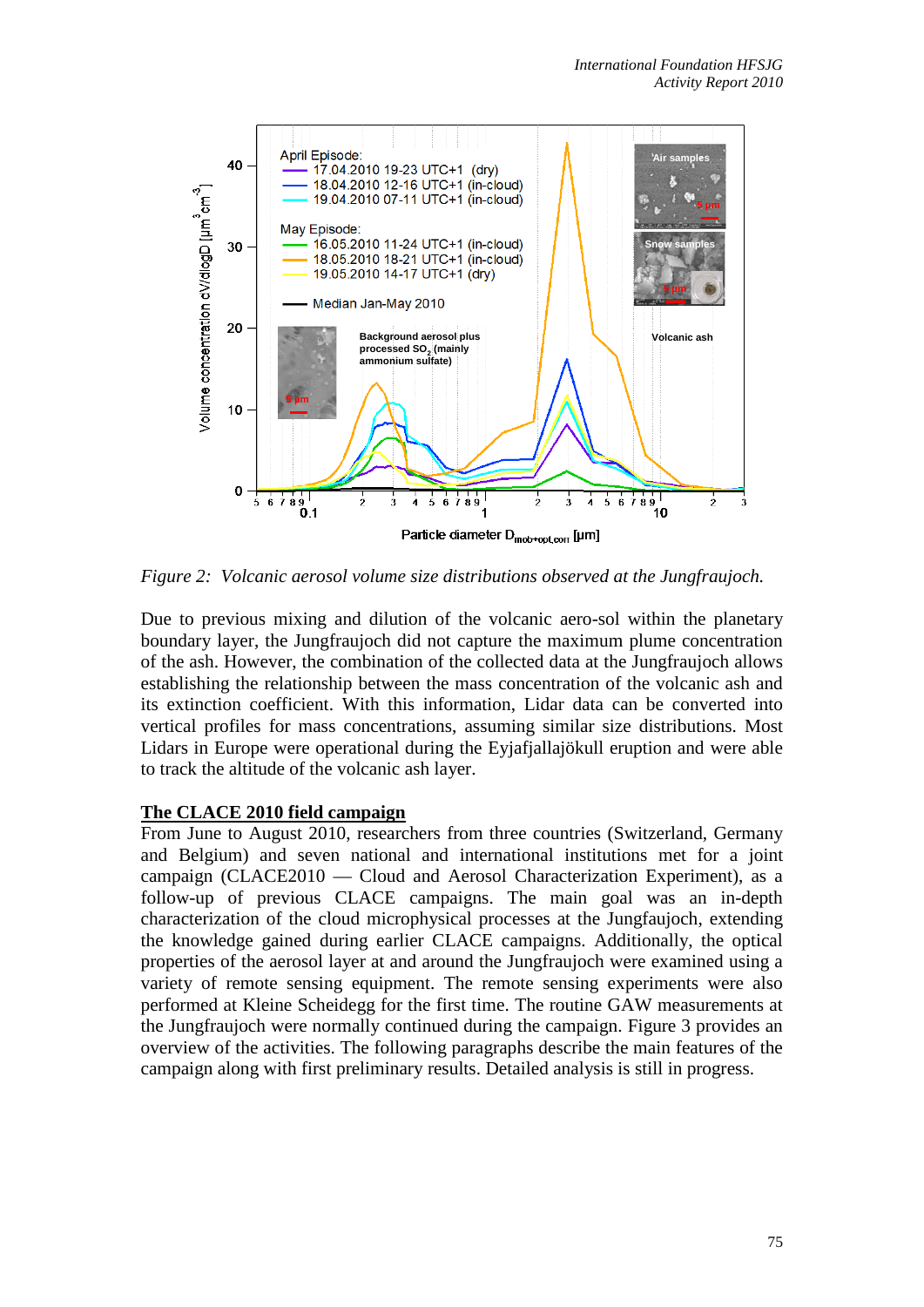April Episode:
17.04.2010 19-23 UTC+1 (dry)
18.04.2010 12-16 UTC+1 (in-cloud)
19.04.2010 07-11 UTC+1 (in-cloud)

May Episode:
16.05.2010 11-24 UTC+1 (in-cloud)
18.05.2010 18-21 UTC+1 (in-cloud)
19.05.2010 14-17 UTC+1 (dry)

Median Jan-May 2010

Air samples

Snow samples

Background aerosol plus processed $SO_2$ (mainly ammonium sulfate)

Volcanic ash

5 µm

Volume concentration dV/dlogD [$\mu m^3 cm^{-3}$]

0
10
20
30
40

5 6 7 8 9
0.1
2 3 4 5 6 7 8 9
1
2 3 4 5 6 7 8 9
10
2 3

Particle diameter $D_{mob+opt,corr}$ [µm]

*Figure 2: Volcanic aerosol volume size distributions observed at the Jungfraujoch.*

Due to previous mixing and dilution of the volcanic aero-sol within the planetary boundary layer, the Jungfraujoch did not capture the maximum plume concentration of the ash. However, the combination of the collected data at the Jungfraujoch allows establishing the relationship between the mass concentration of the volcanic ash and its extinction coefficient. With this information, Lidar data can be converted into vertical profiles for mass concentrations, assuming similar size distributions. Most Lidars in Europe were operational during the Eyjafjallajökull eruption and were able to track the altitude of the volcanic ash layer.

## The CLACE 2010 field campaign

From June to August 2010, researchers from three countries (Switzerland, Germany and Belgium) and seven national and international institutions met for a joint campaign (CLACE2010 — Cloud and Aerosol Characterization Experiment), as a follow-up of previous CLACE campaigns. The main goal was an in-depth characterization of the cloud microphysical processes at the Jungfaujoch, extending the knowledge gained during earlier CLACE campaigns. Additionally, the optical properties of the aerosol layer at and around the Jungfraujoch were examined using a variety of remote sensing equipment. The remote sensing experiments were also performed at Kleine Scheidegg for the first time. The routine GAW measurements at the Jungfraujoch were normally continued during the campaign. Figure 3 provides an overview of the activities. The following paragraphs describe the main features of the campaign along with first preliminary results. Detailed analysis is still in progress.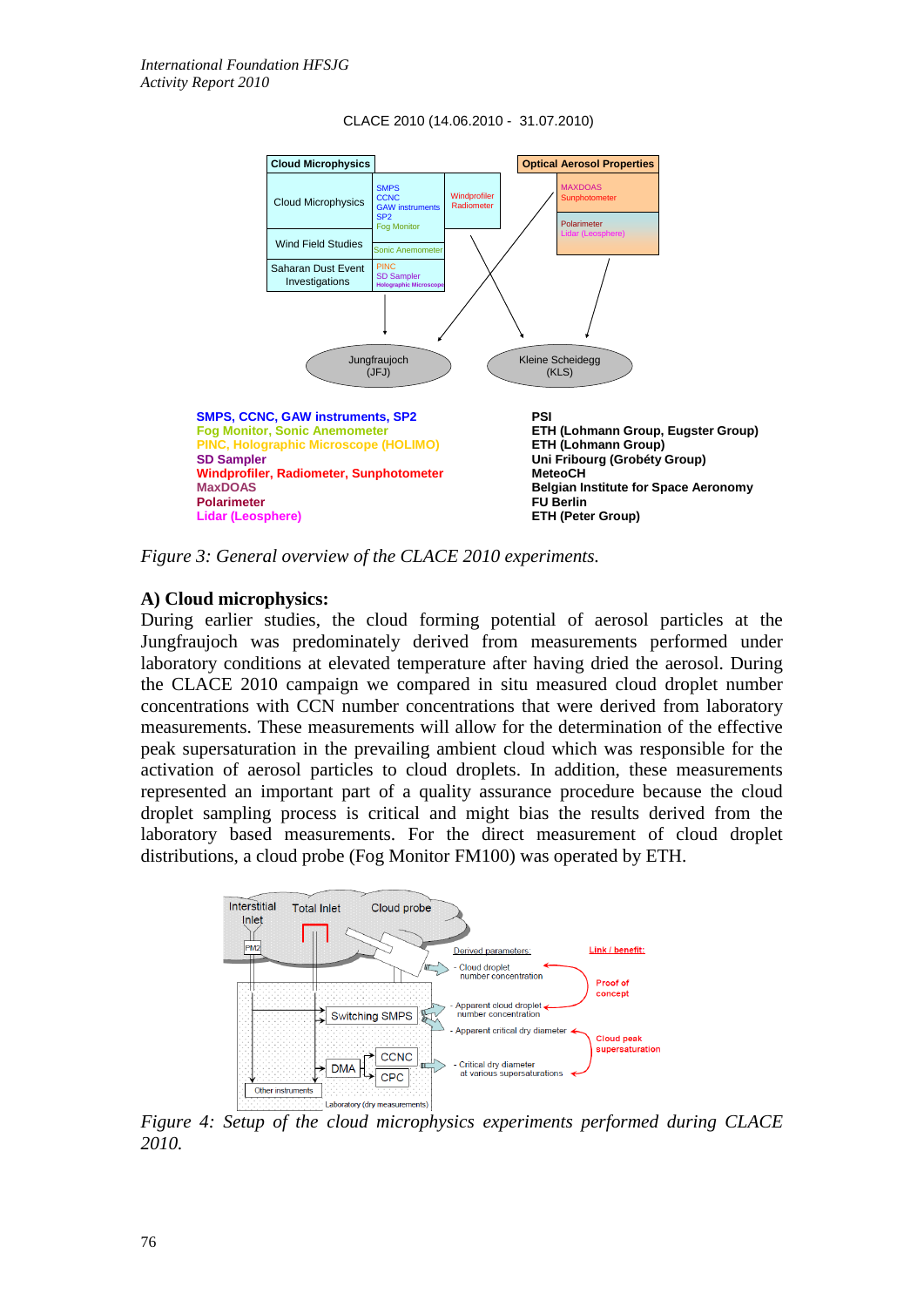CLACE 2010 (14.06.2010 - 31.07.2010)

Cloud Microphysics

Cloud Microphysics

SMPS
CCNC
GAW instruments
SP2
Fog Monitor

Windprofiler
Radiometer

Wind Field Studies

Sonic Anemometer

Saharan Dust Event Investigations

PINC
SD Sampler
Holographic Microscope

Optical Aerosol Properties

MAXDOAS
Sunphotometer

Polarimeter
Lidar (Leosphere)

Jungfraujoch (JFJ)

Kleine Scheidegg (KLS)

**SMPS, CCNC, GAW instruments, SP2** — **PSI**
**Fog Monitor, Sonic Anemometer** — **ETH (Lohmann Group, Eugster Group)**
**PINC, Holographic Microscope (HOLIMO)** — **ETH (Lohmann Group)**
**SD Sampler** — **Uni Fribourg (Grobéty Group)**
**Windprofiler, Radiometer, Sunphotometer** — **MeteoCH**
**MaxDOAS** — **Belgian Institute for Space Aeronomy**
**Polarimeter** — **FU Berlin**
**Lidar (Leosphere)** — **ETH (Peter Group)**

*Figure 3: General overview of the CLACE 2010 experiments.*

## A) Cloud microphysics:

During earlier studies, the cloud forming potential of aerosol particles at the Jungfraujoch was predominately derived from measurements performed under laboratory conditions at elevated temperature after having dried the aerosol. During the CLACE 2010 campaign we compared in situ measured cloud droplet number concentrations with CCN number concentrations that were derived from laboratory measurements. These measurements will allow for the determination of the effective peak supersaturation in the prevailing ambient cloud which was responsible for the activation of aerosol particles to cloud droplets. In addition, these measurements represented an important part of a quality assurance procedure because the cloud droplet sampling process is critical and might bias the results derived from the laboratory based measurements. For the direct measurement of cloud droplet distributions, a cloud probe (Fog Monitor FM100) was operated by ETH.

Interstitial Inlet
Total Inlet
Cloud probe
PM2
Switching SMPS
DMA
CCNC
CPC
Other instruments
Laboratory (dry measurements)

Derived parameters:
- Cloud droplet number concentration
- Apparent cloud droplet number concentration
- Apparent critical dry diameter
- Critical dry diameter at various supersaturations

Link / benefit:
Proof of concept
Cloud peak supersaturation

*Figure 4: Setup of the cloud microphysics experiments performed during CLACE 2010.*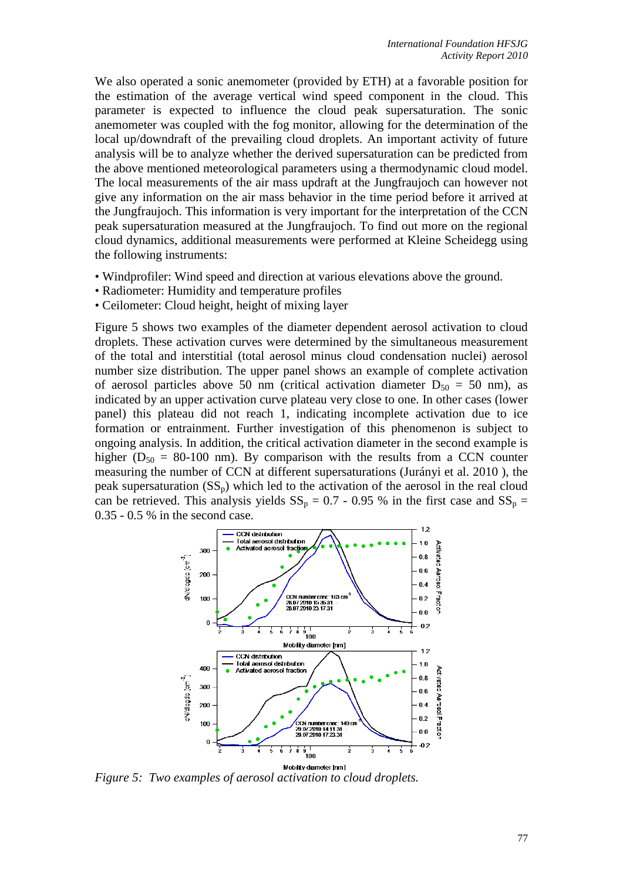We also operated a sonic anemometer (provided by ETH) at a favorable position for the estimation of the average vertical wind speed component in the cloud. This parameter is expected to influence the cloud peak supersaturation. The sonic anemometer was coupled with the fog monitor, allowing for the determination of the local up/downdraft of the prevailing cloud droplets. An important activity of future analysis will be to analyze whether the derived supersaturation can be predicted from the above mentioned meteorological parameters using a thermodynamic cloud model. The local measurements of the air mass updraft at the Jungfraujoch can however not give any information on the air mass behavior in the time period before it arrived at the Jungfraujoch. This information is very important for the interpretation of the CCN peak supersaturation measured at the Jungfraujoch. To find out more on the regional cloud dynamics, additional measurements were performed at Kleine Scheidegg using the following instruments:

- Windprofiler: Wind speed and direction at various elevations above the ground.
- Radiometer: Humidity and temperature profiles
- Ceilometer: Cloud height, height of mixing layer

Figure 5 shows two examples of the diameter dependent aerosol activation to cloud droplets. These activation curves were determined by the simultaneous measurement of the total and interstitial (total aerosol minus cloud condensation nuclei) aerosol number size distribution. The upper panel shows an example of complete activation of aerosol particles above 50 nm (critical activation diameter $D_{50}$ = 50 nm), as indicated by an upper activation curve plateau very close to one. In other cases (lower panel) this plateau did not reach 1, indicating incomplete activation due to ice formation or entrainment. Further investigation of this phenomenon is subject to ongoing analysis. In addition, the critical activation diameter in the second example is higher ($D_{50}$ = 80-100 nm). By comparison with the results from a CCN counter measuring the number of CCN at different supersaturations (Jurányi et al. 2010 ), the peak supersaturation ($SS_p$) which led to the activation of the aerosol in the real cloud can be retrieved. This analysis yields $SS_p$ = 0.7 - 0.95 % in the first case and $SS_p$ = 0.35 - 0.5 % in the second case.

CCN distribution
Total aerosol distribution
Activated aerosol fraction
CCN number conc: 163 cm⁻³
28.07.2010 15:25:31 -
28.07.2010 23:17:31
dN/dlogdp [cm⁻³]
Activated Aerosol Fraction
Mobility diameter [nm]

CCN distribution
Total aerosol distribution
Activated aerosol fraction
CCN number conc: 149 cm⁻³
29.07.2010 14:11:31 -
29.07.2010 17:23:31
dN/dlogdp [cm⁻³]
Activated Aerosol Fraction
Mobility diameter [nm]

*Figure 5: Two examples of aerosol activation to cloud droplets.*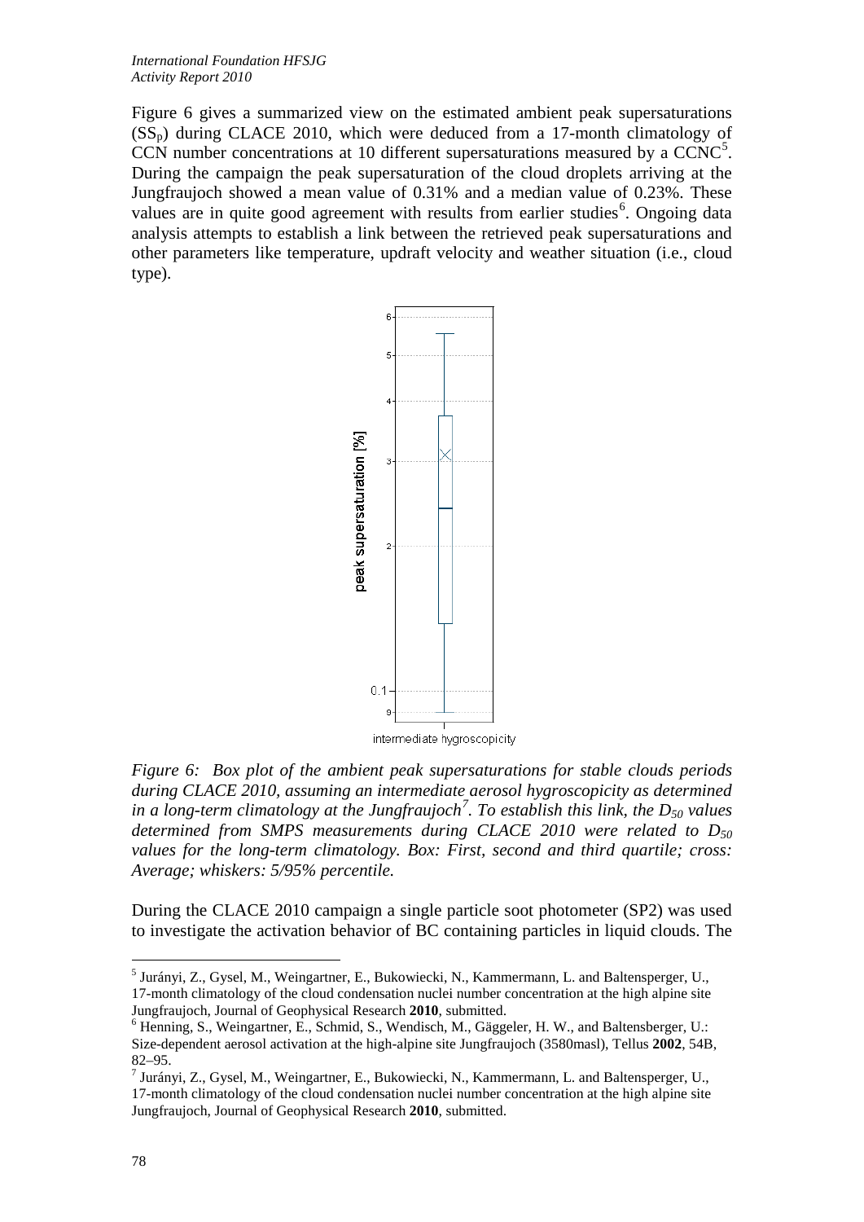Figure 6 gives a summarized view on the estimated ambient peak supersaturations ($SS_p$) during CLACE 2010, which were deduced from a 17-month climatology of CCN number concentrations at 10 different supersaturations measured by a CCNC[5]. During the campaign the peak supersaturation of the cloud droplets arriving at the Jungfraujoch showed a mean value of 0.31% and a median value of 0.23%. These values are in quite good agreement with results from earlier studies[6]. Ongoing data analysis attempts to establish a link between the retrieved peak supersaturations and other parameters like temperature, updraft velocity and weather situation (i.e., cloud type).

peak supersaturation [%]

6
5
4
3
2
0.1
9

intermediate hygroscopicity

*Figure 6: Box plot of the ambient peak supersaturations for stable clouds periods during CLACE 2010, assuming an intermediate aerosol hygroscopicity as determined in a long-term climatology at the Jungfraujoch[7]. To establish this link, the $D_{50}$ values determined from SMPS measurements during CLACE 2010 were related to $D_{50}$ values for the long-term climatology. Box: First, second and third quartile; cross: Average; whiskers: 5/95% percentile.*

During the CLACE 2010 campaign a single particle soot photometer (SP2) was used to investigate the activation behavior of BC containing particles in liquid clouds. The

---

[5] Jurányi, Z., Gysel, M., Weingartner, E., Bukowiecki, N., Kammermann, L. and Baltensperger, U., 17-month climatology of the cloud condensation nuclei number concentration at the high alpine site Jungfraujoch, Journal of Geophysical Research **2010**, submitted.

[6] Henning, S., Weingartner, E., Schmid, S., Wendisch, M., Gäggeler, H. W., and Baltensberger, U.: Size-dependent aerosol activation at the high-alpine site Jungfraujoch (3580masl), Tellus **2002**, 54B, 82–95.

[7] Jurányi, Z., Gysel, M., Weingartner, E., Bukowiecki, N., Kammermann, L. and Baltensperger, U., 17-month climatology of the cloud condensation nuclei number concentration at the high alpine site Jungfraujoch, Journal of Geophysical Research **2010**, submitted.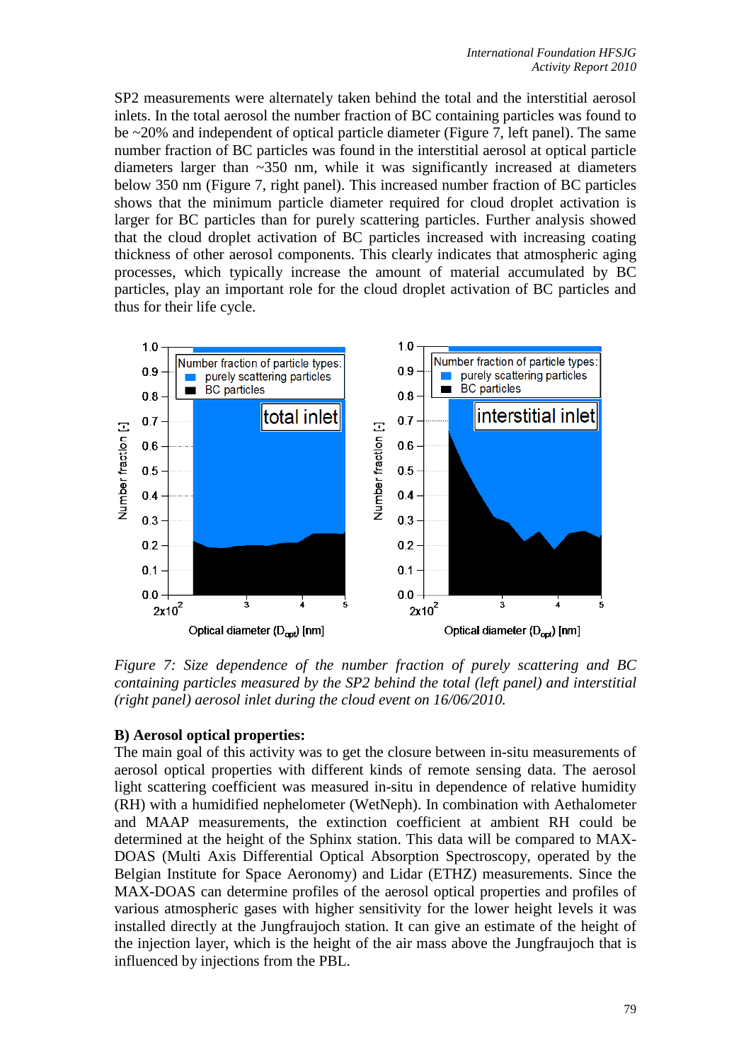SP2 measurements were alternately taken behind the total and the interstitial aerosol inlets. In the total aerosol the number fraction of BC containing particles was found to be ~20% and independent of optical particle diameter (Figure 7, left panel). The same number fraction of BC particles was found in the interstitial aerosol at optical particle diameters larger than ~350 nm, while it was significantly increased at diameters below 350 nm (Figure 7, right panel). This increased number fraction of BC particles shows that the minimum particle diameter required for cloud droplet activation is larger for BC particles than for purely scattering particles. Further analysis showed that the cloud droplet activation of BC particles increased with increasing coating thickness of other aerosol components. This clearly indicates that atmospheric aging processes, which typically increase the amount of material accumulated by BC particles, play an important role for the cloud droplet activation of BC particles and thus for their life cycle.

Number fraction of particle types:
purely scattering particles
BC particles
total inlet
Number fraction [-]
1.0
0.9
0.8
0.7
0.6
0.5
0.4
0.3
0.2
0.1
0.0
$2x10^2$
3
4
5
Optical diameter ($D_{opt}$) [nm]

Number fraction of particle types:
purely scattering particles
BC particles
interstitial inlet
Number fraction [-]
1.0
0.9
0.8
0.7
0.6
0.5
0.4
0.3
0.2
0.1
0.0
$2x10^2$
3
4
5
Optical diameter ($D_{opt}$) [nm]

*Figure 7: Size dependence of the number fraction of purely scattering and BC containing particles measured by the SP2 behind the total (left panel) and interstitial (right panel) aerosol inlet during the cloud event on 16/06/2010.*

**B) Aerosol optical properties:**

The main goal of this activity was to get the closure between in-situ measurements of aerosol optical properties with different kinds of remote sensing data. The aerosol light scattering coefficient was measured in-situ in dependence of relative humidity (RH) with a humidified nephelometer (WetNeph). In combination with Aethalometer and MAAP measurements, the extinction coefficient at ambient RH could be determined at the height of the Sphinx station. This data will be compared to MAX-DOAS (Multi Axis Differential Optical Absorption Spectroscopy, operated by the Belgian Institute for Space Aeronomy) and Lidar (ETHZ) measurements. Since the MAX-DOAS can determine profiles of the aerosol optical properties and profiles of various atmospheric gases with higher sensitivity for the lower height levels it was installed directly at the Jungfraujoch station. It can give an estimate of the height of the injection layer, which is the height of the air mass above the Jungfraujoch that is influenced by injections from the PBL.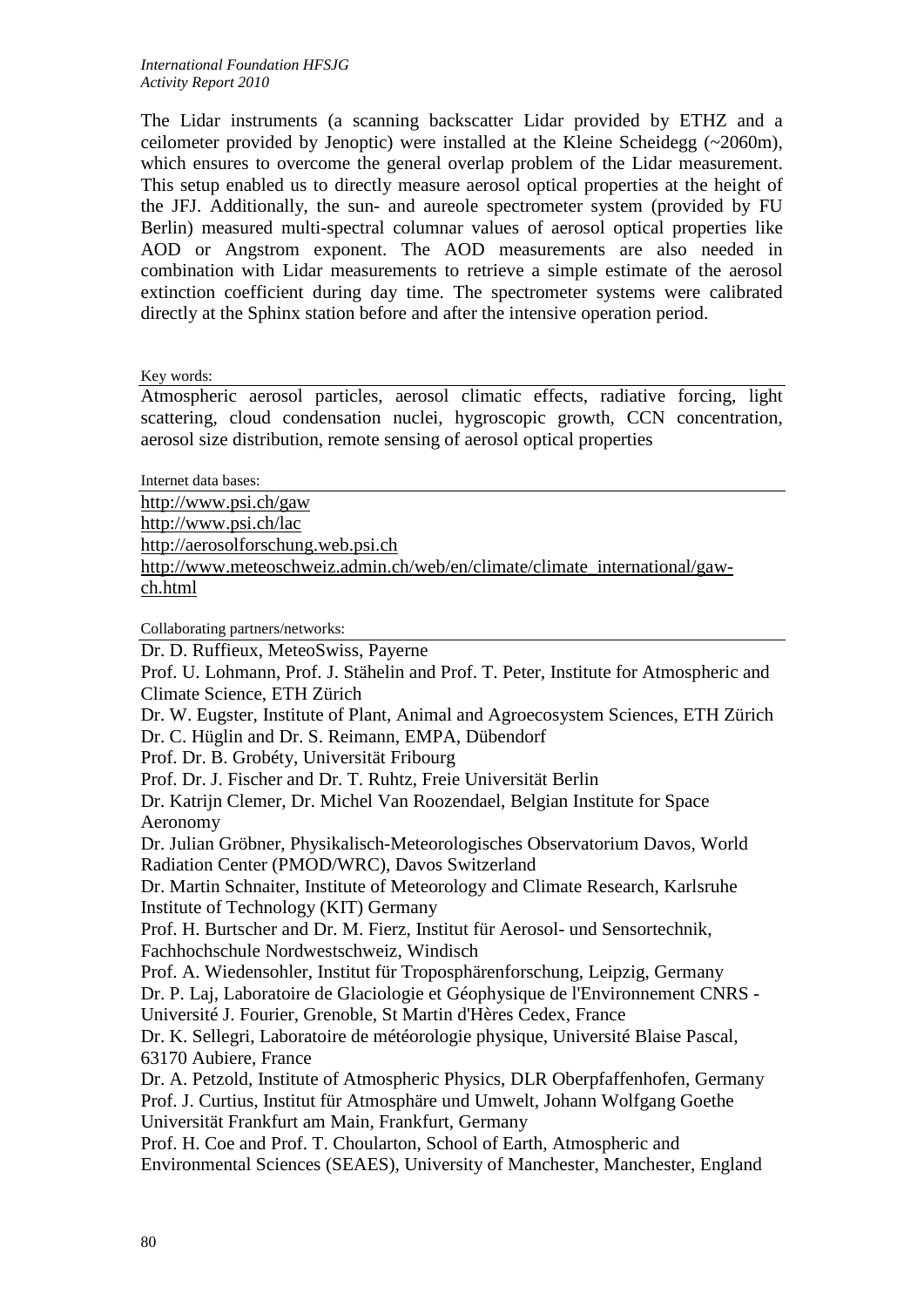The Lidar instruments (a scanning backscatter Lidar provided by ETHZ and a ceilometer provided by Jenoptic) were installed at the Kleine Scheidegg (~2060m), which ensures to overcome the general overlap problem of the Lidar measurement. This setup enabled us to directly measure aerosol optical properties at the height of the JFJ. Additionally, the sun- and aureole spectrometer system (provided by FU Berlin) measured multi-spectral columnar values of aerosol optical properties like AOD or Angstrom exponent. The AOD measurements are also needed in combination with Lidar measurements to retrieve a simple estimate of the aerosol extinction coefficient during day time. The spectrometer systems were calibrated directly at the Sphinx station before and after the intensive operation period.

Key words:

Atmospheric aerosol particles, aerosol climatic effects, radiative forcing, light scattering, cloud condensation nuclei, hygroscopic growth, CCN concentration, aerosol size distribution, remote sensing of aerosol optical properties

Internet data bases:

http://www.psi.ch/gaw
http://www.psi.ch/lac
http://aerosolforschung.web.psi.ch
http://www.meteoschweiz.admin.ch/web/en/climate/climate_international/gaw-ch.html

Collaborating partners/networks:

Dr. D. Ruffieux, MeteoSwiss, Payerne
Prof. U. Lohmann, Prof. J. Stähelin and Prof. T. Peter, Institute for Atmospheric and Climate Science, ETH Zürich
Dr. W. Eugster, Institute of Plant, Animal and Agroecosystem Sciences, ETH Zürich
Dr. C. Hüglin and Dr. S. Reimann, EMPA, Dübendorf
Prof. Dr. B. Grobéty, Universität Fribourg
Prof. Dr. J. Fischer and Dr. T. Ruhtz, Freie Universität Berlin
Dr. Katrijn Clemer, Dr. Michel Van Roozendael, Belgian Institute for Space Aeronomy
Dr. Julian Gröbner, Physikalisch-Meteorologisches Observatorium Davos, World Radiation Center (PMOD/WRC), Davos Switzerland
Dr. Martin Schnaiter, Institute of Meteorology and Climate Research, Karlsruhe Institute of Technology (KIT) Germany
Prof. H. Burtscher and Dr. M. Fierz, Institut für Aerosol- und Sensortechnik, Fachhochschule Nordwestschweiz, Windisch
Prof. A. Wiedensohler, Institut für Troposphärenforschung, Leipzig, Germany
Dr. P. Laj, Laboratoire de Glaciologie et Géophysique de l'Environnement CNRS - Université J. Fourier, Grenoble, St Martin d'Hères Cedex, France
Dr. K. Sellegri, Laboratoire de météorologie physique, Université Blaise Pascal, 63170 Aubiere, France
Dr. A. Petzold, Institute of Atmospheric Physics, DLR Oberpfaffenhofen, Germany
Prof. J. Curtius, Institut für Atmosphäre und Umwelt, Johann Wolfgang Goethe Universität Frankfurt am Main, Frankfurt, Germany
Prof. H. Coe and Prof. T. Choularton, School of Earth, Atmospheric and Environmental Sciences (SEAES), University of Manchester, Manchester, England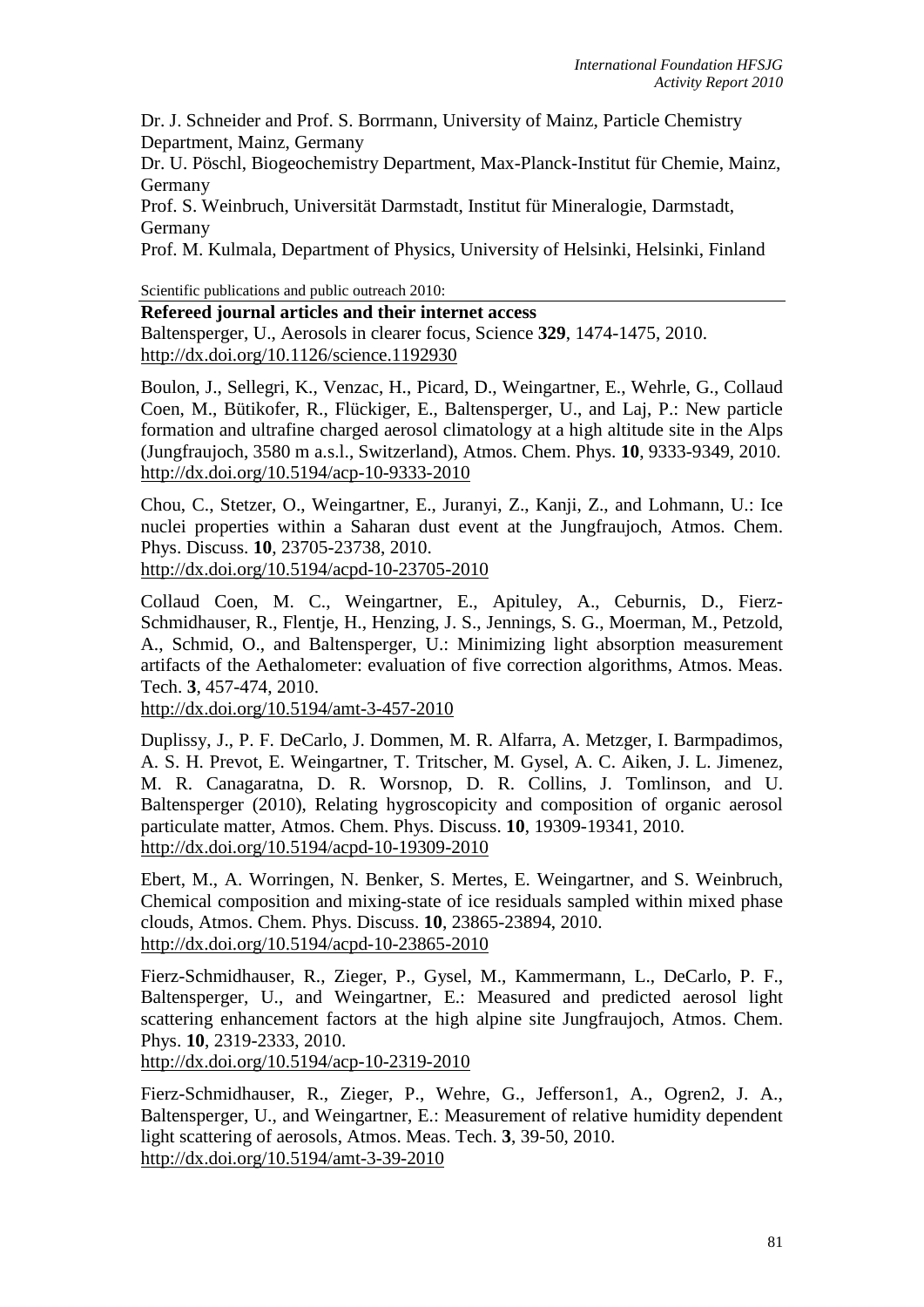Dr. J. Schneider and Prof. S. Borrmann, University of Mainz, Particle Chemistry Department, Mainz, Germany
Dr. U. Pöschl, Biogeochemistry Department, Max-Planck-Institut für Chemie, Mainz, Germany
Prof. S. Weinbruch, Universität Darmstadt, Institut für Mineralogie, Darmstadt, Germany
Prof. M. Kulmala, Department of Physics, University of Helsinki, Helsinki, Finland

Scientific publications and public outreach 2010:

**Refereed journal articles and their internet access**

Baltensperger, U., Aerosols in clearer focus, Science **329**, 1474-1475, 2010.
http://dx.doi.org/10.1126/science.1192930

Boulon, J., Sellegri, K., Venzac, H., Picard, D., Weingartner, E., Wehrle, G., Collaud Coen, M., Bütikofer, R., Flückiger, E., Baltensperger, U., and Laj, P.: New particle formation and ultrafine charged aerosol climatology at a high altitude site in the Alps (Jungfraujoch, 3580 m a.s.l., Switzerland), Atmos. Chem. Phys. **10**, 9333-9349, 2010.
http://dx.doi.org/10.5194/acp-10-9333-2010

Chou, C., Stetzer, O., Weingartner, E., Juranyi, Z., Kanji, Z., and Lohmann, U.: Ice nuclei properties within a Saharan dust event at the Jungfraujoch, Atmos. Chem. Phys. Discuss. **10**, 23705-23738, 2010.
http://dx.doi.org/10.5194/acpd-10-23705-2010

Collaud Coen, M. C., Weingartner, E., Apituley, A., Ceburnis, D., Fierz-Schmidhauser, R., Flentje, H., Henzing, J. S., Jennings, S. G., Moerman, M., Petzold, A., Schmid, O., and Baltensperger, U.: Minimizing light absorption measurement artifacts of the Aethalometer: evaluation of five correction algorithms, Atmos. Meas. Tech. **3**, 457-474, 2010.
http://dx.doi.org/10.5194/amt-3-457-2010

Duplissy, J., P. F. DeCarlo, J. Dommen, M. R. Alfarra, A. Metzger, I. Barmpadimos, A. S. H. Prevot, E. Weingartner, T. Tritscher, M. Gysel, A. C. Aiken, J. L. Jimenez, M. R. Canagaratna, D. R. Worsnop, D. R. Collins, J. Tomlinson, and U. Baltensperger (2010), Relating hygroscopicity and composition of organic aerosol particulate matter, Atmos. Chem. Phys. Discuss. **10**, 19309-19341, 2010.
http://dx.doi.org/10.5194/acpd-10-19309-2010

Ebert, M., A. Worringen, N. Benker, S. Mertes, E. Weingartner, and S. Weinbruch, Chemical composition and mixing-state of ice residuals sampled within mixed phase clouds, Atmos. Chem. Phys. Discuss. **10**, 23865-23894, 2010.
http://dx.doi.org/10.5194/acpd-10-23865-2010

Fierz-Schmidhauser, R., Zieger, P., Gysel, M., Kammermann, L., DeCarlo, P. F., Baltensperger, U., and Weingartner, E.: Measured and predicted aerosol light scattering enhancement factors at the high alpine site Jungfraujoch, Atmos. Chem. Phys. **10**, 2319-2333, 2010.
http://dx.doi.org/10.5194/acp-10-2319-2010

Fierz-Schmidhauser, R., Zieger, P., Wehre, G., Jefferson1, A., Ogren2, J. A., Baltensperger, U., and Weingartner, E.: Measurement of relative humidity dependent light scattering of aerosols, Atmos. Meas. Tech. **3**, 39-50, 2010.
http://dx.doi.org/10.5194/amt-3-39-2010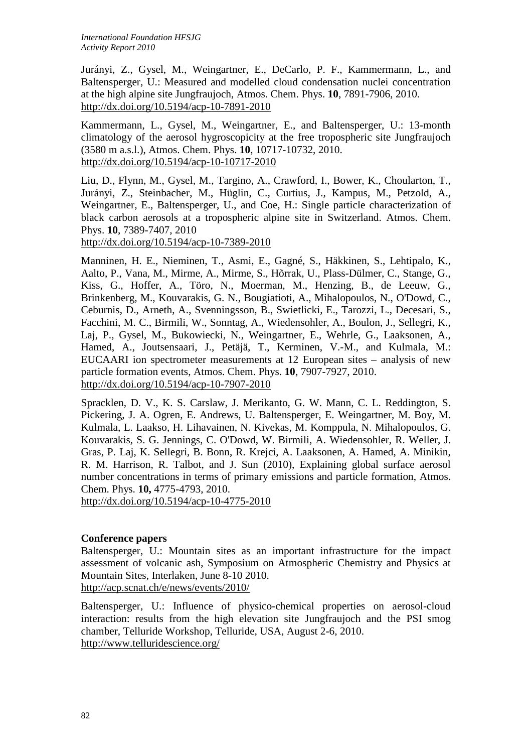Jurányi, Z., Gysel, M., Weingartner, E., DeCarlo, P. F., Kammermann, L., and Baltensperger, U.: Measured and modelled cloud condensation nuclei concentration at the high alpine site Jungfraujoch, Atmos. Chem. Phys. **10**, 7891-7906, 2010. http://dx.doi.org/10.5194/acp-10-7891-2010

Kammermann, L., Gysel, M., Weingartner, E., and Baltensperger, U.: 13-month climatology of the aerosol hygroscopicity at the free tropospheric site Jungfraujoch (3580 m a.s.l.), Atmos. Chem. Phys. **10**, 10717-10732, 2010. http://dx.doi.org/10.5194/acp-10-10717-2010

Liu, D., Flynn, M., Gysel, M., Targino, A., Crawford, I., Bower, K., Choularton, T., Jurányi, Z., Steinbacher, M., Hüglin, C., Curtius, J., Kampus, M., Petzold, A., Weingartner, E., Baltensperger, U., and Coe, H.: Single particle characterization of black carbon aerosols at a tropospheric alpine site in Switzerland. Atmos. Chem. Phys. **10**, 7389-7407, 2010
http://dx.doi.org/10.5194/acp-10-7389-2010

Manninen, H. E., Nieminen, T., Asmi, E., Gagné, S., Häkkinen, S., Lehtipalo, K., Aalto, P., Vana, M., Mirme, A., Mirme, S., Hõrrak, U., Plass-Dülmer, C., Stange, G., Kiss, G., Hoffer, A., Töro, N., Moerman, M., Henzing, B., de Leeuw, G., Brinkenberg, M., Kouvarakis, G. N., Bougiatioti, A., Mihalopoulos, N., O'Dowd, C., Ceburnis, D., Arneth, A., Svenningsson, B., Swietlicki, E., Tarozzi, L., Decesari, S., Facchini, M. C., Birmili, W., Sonntag, A., Wiedensohler, A., Boulon, J., Sellegri, K., Laj, P., Gysel, M., Bukowiecki, N., Weingartner, E., Wehrle, G., Laaksonen, A., Hamed, A., Joutsensaari, J., Petäjä, T., Kerminen, V.-M., and Kulmala, M.: EUCAARI ion spectrometer measurements at 12 European sites – analysis of new particle formation events, Atmos. Chem. Phys. **10**, 7907-7927, 2010.
http://dx.doi.org/10.5194/acp-10-7907-2010

Spracklen, D. V., K. S. Carslaw, J. Merikanto, G. W. Mann, C. L. Reddington, S. Pickering, J. A. Ogren, E. Andrews, U. Baltensperger, E. Weingartner, M. Boy, M. Kulmala, L. Laakso, H. Lihavainen, N. Kivekas, M. Komppula, N. Mihalopoulos, G. Kouvarakis, S. G. Jennings, C. O'Dowd, W. Birmili, A. Wiedensohler, R. Weller, J. Gras, P. Laj, K. Sellegri, B. Bonn, R. Krejci, A. Laaksonen, A. Hamed, A. Minikin, R. M. Harrison, R. Talbot, and J. Sun (2010), Explaining global surface aerosol number concentrations in terms of primary emissions and particle formation, Atmos. Chem. Phys. **10,** 4775-4793, 2010.
http://dx.doi.org/10.5194/acp-10-4775-2010

**Conference papers**

Baltensperger, U.: Mountain sites as an important infrastructure for the impact assessment of volcanic ash, Symposium on Atmospheric Chemistry and Physics at Mountain Sites, Interlaken, June 8-10 2010.
http://acp.scnat.ch/e/news/events/2010/

Baltensperger, U.: Influence of physico-chemical properties on aerosol-cloud interaction: results from the high elevation site Jungfraujoch and the PSI smog chamber, Telluride Workshop, Telluride, USA, August 2-6, 2010.
http://www.telluridescience.org/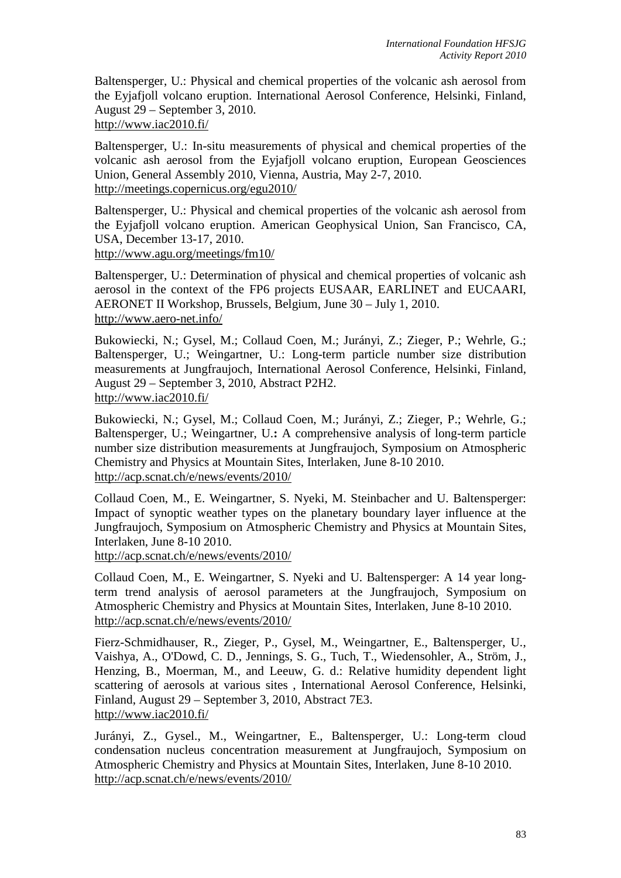Baltensperger, U.: Physical and chemical properties of the volcanic ash aerosol from the Eyjafjoll volcano eruption. International Aerosol Conference, Helsinki, Finland, August 29 – September 3, 2010.
http://www.iac2010.fi/

Baltensperger, U.: In-situ measurements of physical and chemical properties of the volcanic ash aerosol from the Eyjafjoll volcano eruption, European Geosciences Union, General Assembly 2010, Vienna, Austria, May 2-7, 2010.
http://meetings.copernicus.org/egu2010/

Baltensperger, U.: Physical and chemical properties of the volcanic ash aerosol from the Eyjafjoll volcano eruption. American Geophysical Union, San Francisco, CA, USA, December 13-17, 2010.
http://www.agu.org/meetings/fm10/

Baltensperger, U.: Determination of physical and chemical properties of volcanic ash aerosol in the context of the FP6 projects EUSAAR, EARLINET and EUCAARI, AERONET II Workshop, Brussels, Belgium, June 30 – July 1, 2010.
http://www.aero-net.info/

Bukowiecki, N.; Gysel, M.; Collaud Coen, M.; Jurányi, Z.; Zieger, P.; Wehrle, G.; Baltensperger, U.; Weingartner, U.: Long-term particle number size distribution measurements at Jungfraujoch, International Aerosol Conference, Helsinki, Finland, August 29 – September 3, 2010, Abstract P2H2.
http://www.iac2010.fi/

Bukowiecki, N.; Gysel, M.; Collaud Coen, M.; Jurányi, Z.; Zieger, P.; Wehrle, G.; Baltensperger, U.; Weingartner, U.**:** A comprehensive analysis of long-term particle number size distribution measurements at Jungfraujoch, Symposium on Atmospheric Chemistry and Physics at Mountain Sites, Interlaken, June 8-10 2010.
http://acp.scnat.ch/e/news/events/2010/

Collaud Coen, M., E. Weingartner, S. Nyeki, M. Steinbacher and U. Baltensperger: Impact of synoptic weather types on the planetary boundary layer influence at the Jungfraujoch, Symposium on Atmospheric Chemistry and Physics at Mountain Sites, Interlaken, June 8-10 2010.
http://acp.scnat.ch/e/news/events/2010/

Collaud Coen, M., E. Weingartner, S. Nyeki and U. Baltensperger: A 14 year long-term trend analysis of aerosol parameters at the Jungfraujoch, Symposium on Atmospheric Chemistry and Physics at Mountain Sites, Interlaken, June 8-10 2010.
http://acp.scnat.ch/e/news/events/2010/

Fierz-Schmidhauser, R., Zieger, P., Gysel, M., Weingartner, E., Baltensperger, U., Vaishya, A., O'Dowd, C. D., Jennings, S. G., Tuch, T., Wiedensohler, A., Ström, J., Henzing, B., Moerman, M., and Leeuw, G. d.: Relative humidity dependent light scattering of aerosols at various sites , International Aerosol Conference, Helsinki, Finland, August 29 – September 3, 2010, Abstract 7E3.
http://www.iac2010.fi/

Jurányi, Z., Gysel., M., Weingartner, E., Baltensperger, U.: Long-term cloud condensation nucleus concentration measurement at Jungfraujoch, Symposium on Atmospheric Chemistry and Physics at Mountain Sites, Interlaken, June 8-10 2010.
http://acp.scnat.ch/e/news/events/2010/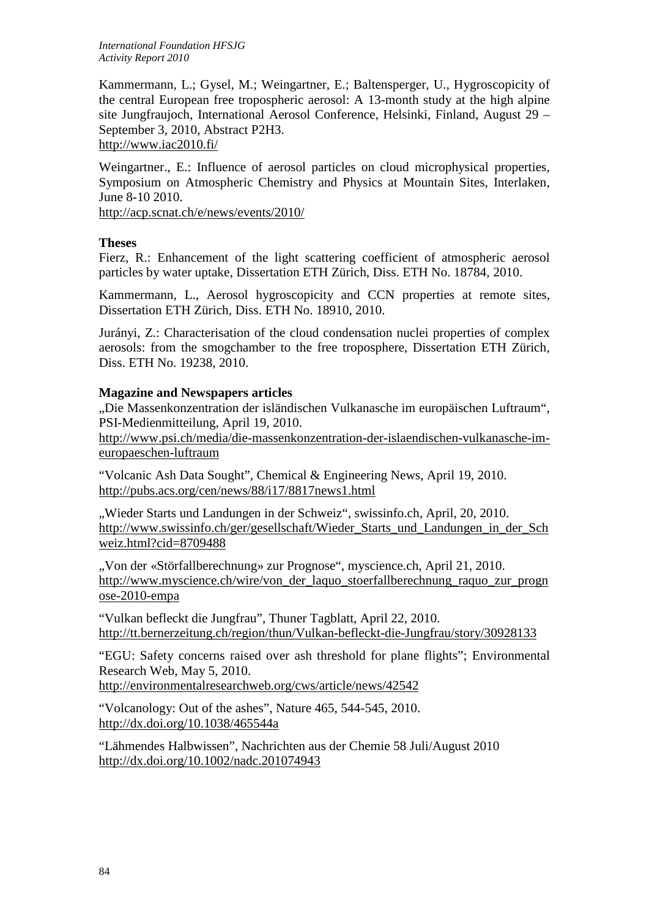Kammermann, L.; Gysel, M.; Weingartner, E.; Baltensperger, U., Hygroscopicity of the central European free tropospheric aerosol: A 13-month study at the high alpine site Jungfraujoch, International Aerosol Conference, Helsinki, Finland, August 29 – September 3, 2010, Abstract P2H3.
http://www.iac2010.fi/

Weingartner., E.: Influence of aerosol particles on cloud microphysical properties, Symposium on Atmospheric Chemistry and Physics at Mountain Sites, Interlaken, June 8-10 2010.
http://acp.scnat.ch/e/news/events/2010/

**Theses**

Fierz, R.: Enhancement of the light scattering coefficient of atmospheric aerosol particles by water uptake, Dissertation ETH Zürich, Diss. ETH No. 18784, 2010.

Kammermann, L., Aerosol hygroscopicity and CCN properties at remote sites, Dissertation ETH Zürich, Diss. ETH No. 18910, 2010.

Jurányi, Z.: Characterisation of the cloud condensation nuclei properties of complex aerosols: from the smogchamber to the free troposphere, Dissertation ETH Zürich, Diss. ETH No. 19238, 2010.

**Magazine and Newspapers articles**

„Die Massenkonzentration der isländischen Vulkanasche im europäischen Luftraum", PSI-Medienmitteilung, April 19, 2010.
http://www.psi.ch/media/die-massenkonzentration-der-islaendischen-vulkanasche-im-europaeschen-luftraum

"Volcanic Ash Data Sought", Chemical & Engineering News, April 19, 2010.
http://pubs.acs.org/cen/news/88/i17/8817news1.html

„Wieder Starts und Landungen in der Schweiz", swissinfo.ch, April, 20, 2010.
http://www.swissinfo.ch/ger/gesellschaft/Wieder_Starts_und_Landungen_in_der_Schweiz.html?cid=8709488

„Von der «Störfallberechnung» zur Prognose", myscience.ch, April 21, 2010.
http://www.myscience.ch/wire/von_der_laquo_stoerfallberechnung_raquo_zur_prognose-2010-empa

"Vulkan befleckt die Jungfrau", Thuner Tagblatt, April 22, 2010.
http://tt.bernerzeitung.ch/region/thun/Vulkan-befleckt-die-Jungfrau/story/30928133

"EGU: Safety concerns raised over ash threshold for plane flights"; Environmental Research Web, May 5, 2010.
http://environmentalresearchweb.org/cws/article/news/42542

"Volcanology: Out of the ashes", Nature 465, 544-545, 2010.
http://dx.doi.org/10.1038/465544a

"Lähmendes Halbwissen", Nachrichten aus der Chemie 58 Juli/August 2010
http://dx.doi.org/10.1002/nadc.201074943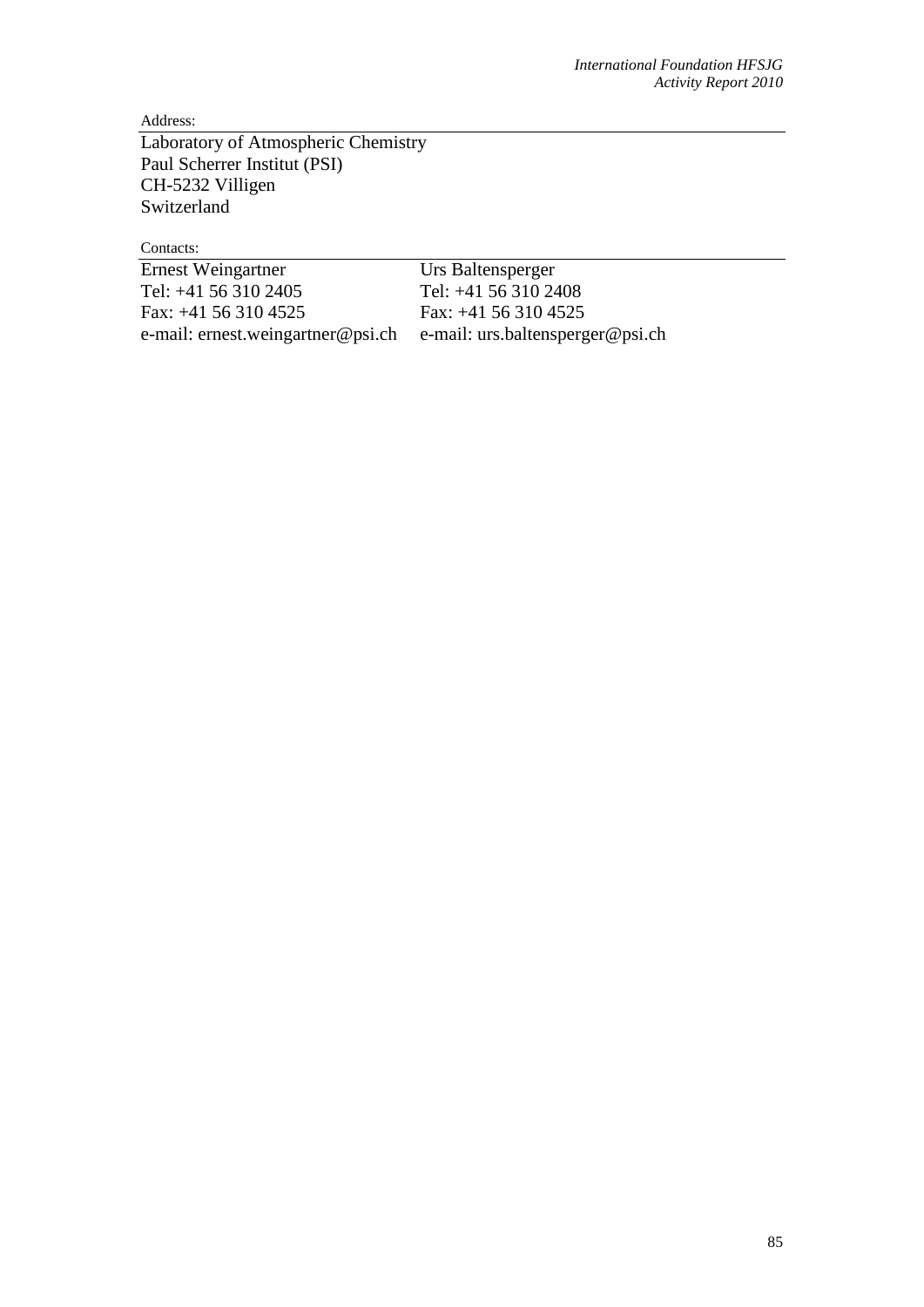Address:

Laboratory of Atmospheric Chemistry
Paul Scherrer Institut (PSI)
CH-5232 Villigen
Switzerland

Contacts:

| | |
|---|---|
| Ernest Weingartner | Urs Baltensperger |
| Tel: +41 56 310 2405 | Tel: +41 56 310 2408 |
| Fax: +41 56 310 4525 | Fax: +41 56 310 4525 |
| e-mail: ernest.weingartner@psi.ch | e-mail: urs.baltensperger@psi.ch |